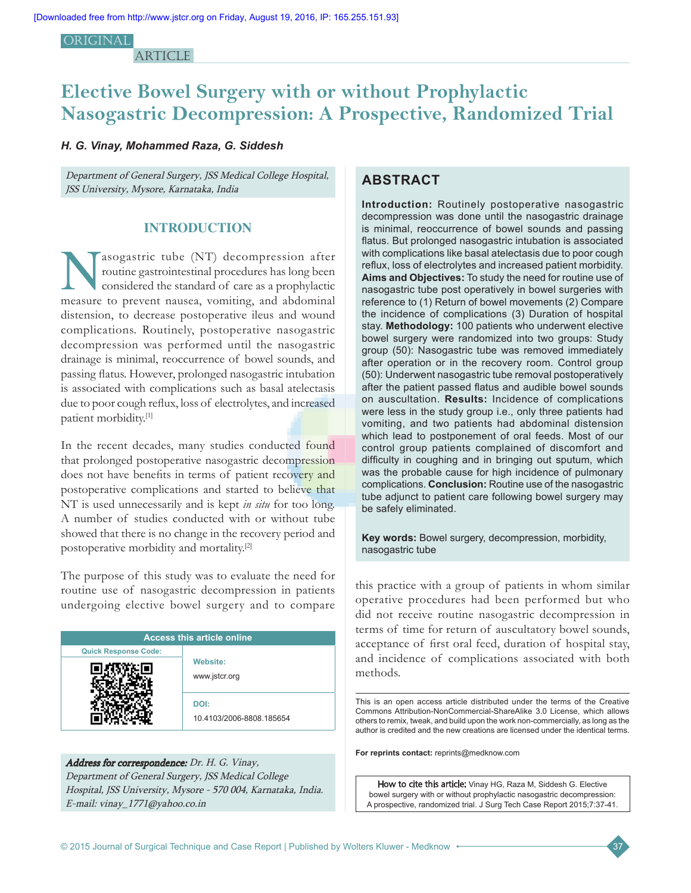ORIGINAL ARTICLE

# Elective Bowel Surgery with or without Prophylactic Nasogastric Decompression: A Prospective, Randomized Trial

***H. G. Vinay, Mohammed Raza, G. Siddesh***

*Department of General Surgery, JSS Medical College Hospital, JSS University, Mysore, Karnataka, India*

## ABSTRACT

**Introduction:** Routinely postoperative nasogastric decompression was done until the nasogastric drainage is minimal, reoccurrence of bowel sounds and passing flatus. But prolonged nasogastric intubation is associated with complications like basal atelectasis due to poor cough reflux, loss of electrolytes and increased patient morbidity. **Aims and Objectives:** To study the need for routine use of nasogastric tube post operatively in bowel surgeries with reference to (1) Return of bowel movements (2) Compare the incidence of complications (3) Duration of hospital stay. **Methodology:** 100 patients who underwent elective bowel surgery were randomized into two groups: Study group (50): Nasogastric tube was removed immediately after operation or in the recovery room. Control group (50): Underwent nasogastric tube removal postoperatively after the patient passed flatus and audible bowel sounds on auscultation. **Results:** Incidence of complications were less in the study group i.e., only three patients had vomiting, and two patients had abdominal distension which lead to postponement of oral feeds. Most of our control group patients complained of discomfort and difficulty in coughing and in bringing out sputum, which was the probable cause for high incidence of pulmonary complications. **Conclusion:** Routine use of the nasogastric tube adjunct to patient care following bowel surgery may be safely eliminated.

**Key words:** Bowel surgery, decompression, morbidity, nasogastric tube

## INTRODUCTION

Nasogastric tube (NT) decompression after routine gastrointestinal procedures has long been considered the standard of care as a prophylactic measure to prevent nausea, vomiting, and abdominal distension, to decrease postoperative ileus and wound complications. Routinely, postoperative nasogastric decompression was performed until the nasogastric drainage is minimal, reoccurrence of bowel sounds, and passing flatus. However, prolonged nasogastric intubation is associated with complications such as basal atelectasis due to poor cough reflux, loss of electrolytes, and increased patient morbidity.[1]

In the recent decades, many studies conducted found that prolonged postoperative nasogastric decompression does not have benefits in terms of patient recovery and postoperative complications and started to believe that NT is used unnecessarily and is kept *in situ* for too long. A number of studies conducted with or without tube showed that there is no change in the recovery period and postoperative morbidity and mortality.[2]

The purpose of this study was to evaluate the need for routine use of nasogastric decompression in patients undergoing elective bowel surgery and to compare this practice with a group of patients in whom similar operative procedures had been performed but who did not receive routine nasogastric decompression in terms of time for return of auscultatory bowel sounds, acceptance of first oral feed, duration of hospital stay, and incidence of complications associated with both methods.

| Access this article online | |
|---|---|
| Quick Response Code: | Website: www.jstcr.org |
| | DOI: 10.4103/2006-8808.185654 |

*Address for correspondence:* Dr. H. G. Vinay, Department of General Surgery, JSS Medical College Hospital, JSS University, Mysore - 570 004, Karnataka, India. E-mail: vinay_1771@yahoo.co.in

This is an open access article distributed under the terms of the Creative Commons Attribution-NonCommercial-ShareAlike 3.0 License, which allows others to remix, tweak, and build upon the work non-commercially, as long as the author is credited and the new creations are licensed under the identical terms.

**For reprints contact:** reprints@medknow.com

How to cite this article: Vinay HG, Raza M, Siddesh G. Elective bowel surgery with or without prophylactic nasogastric decompression: A prospective, randomized trial. J Surg Tech Case Report 2015;7:37-41.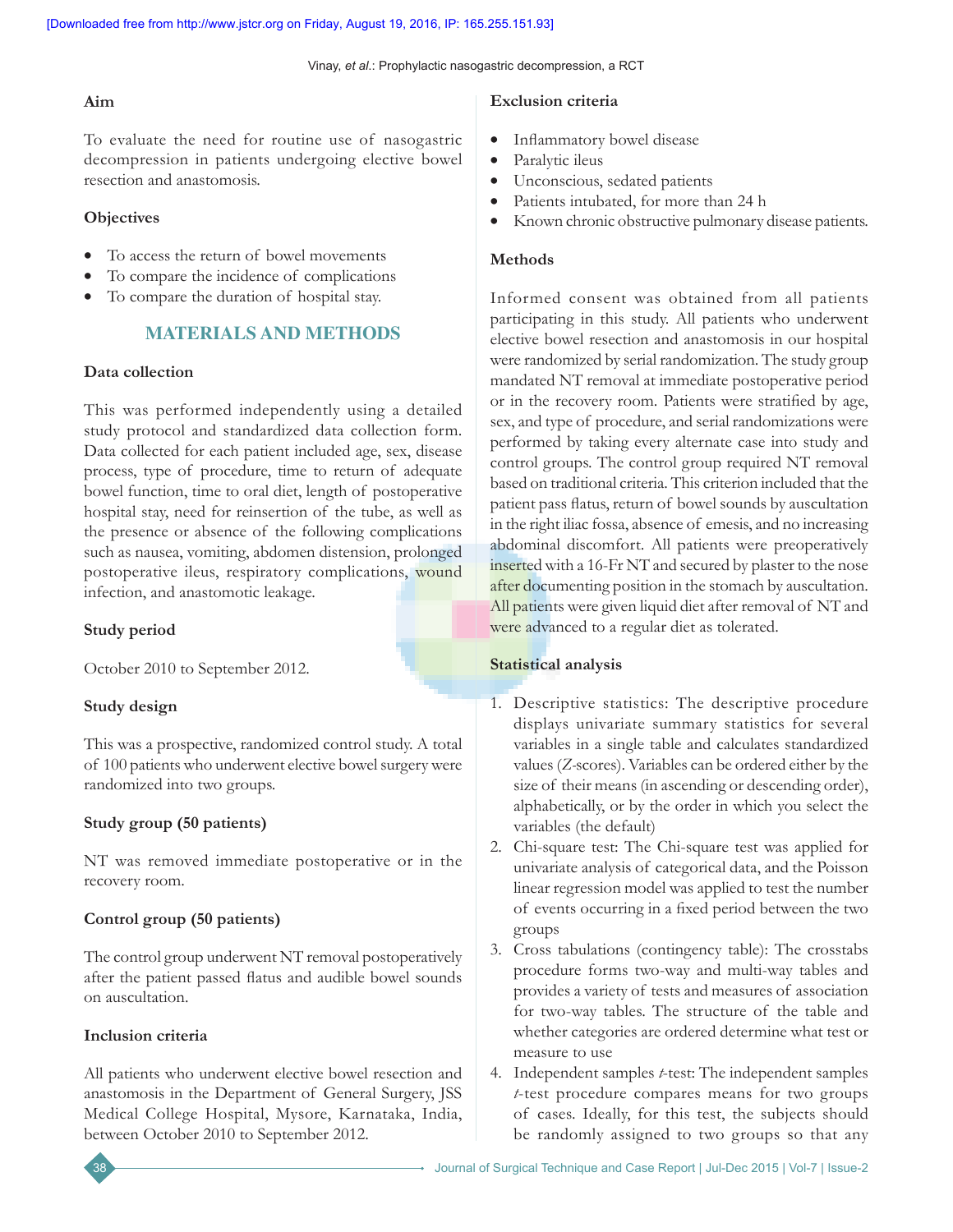### Aim

To evaluate the need for routine use of nasogastric decompression in patients undergoing elective bowel resection and anastomosis.

### Objectives

- To access the return of bowel movements
- To compare the incidence of complications
- To compare the duration of hospital stay.

## MATERIALS AND METHODS

### Data collection

This was performed independently using a detailed study protocol and standardized data collection form. Data collected for each patient included age, sex, disease process, type of procedure, time to return of adequate bowel function, time to oral diet, length of postoperative hospital stay, need for reinsertion of the tube, as well as the presence or absence of the following complications such as nausea, vomiting, abdomen distension, prolonged postoperative ileus, respiratory complications, wound infection, and anastomotic leakage.

### Study period

October 2010 to September 2012.

### Study design

This was a prospective, randomized control study. A total of 100 patients who underwent elective bowel surgery were randomized into two groups.

### Study group (50 patients)

NT was removed immediate postoperative or in the recovery room.

### Control group (50 patients)

The control group underwent NT removal postoperatively after the patient passed flatus and audible bowel sounds on auscultation.

### Inclusion criteria

All patients who underwent elective bowel resection and anastomosis in the Department of General Surgery, JSS Medical College Hospital, Mysore, Karnataka, India, between October 2010 to September 2012.

### Exclusion criteria

- Inflammatory bowel disease
- Paralytic ileus
- Unconscious, sedated patients
- Patients intubated, for more than 24 h
- Known chronic obstructive pulmonary disease patients.

### Methods

Informed consent was obtained from all patients participating in this study. All patients who underwent elective bowel resection and anastomosis in our hospital were randomized by serial randomization. The study group mandated NT removal at immediate postoperative period or in the recovery room. Patients were stratified by age, sex, and type of procedure, and serial randomizations were performed by taking every alternate case into study and control groups. The control group required NT removal based on traditional criteria. This criterion included that the patient pass flatus, return of bowel sounds by auscultation in the right iliac fossa, absence of emesis, and no increasing abdominal discomfort. All patients were preoperatively inserted with a 16-Fr NT and secured by plaster to the nose after documenting position in the stomach by auscultation. All patients were given liquid diet after removal of NT and were advanced to a regular diet as tolerated.

### Statistical analysis

1. Descriptive statistics: The descriptive procedure displays univariate summary statistics for several variables in a single table and calculates standardized values (*Z*-scores). Variables can be ordered either by the size of their means (in ascending or descending order), alphabetically, or by the order in which you select the variables (the default)
2. Chi-square test: The Chi-square test was applied for univariate analysis of categorical data, and the Poisson linear regression model was applied to test the number of events occurring in a fixed period between the two groups
3. Cross tabulations (contingency table): The crosstabs procedure forms two-way and multi-way tables and provides a variety of tests and measures of association for two-way tables. The structure of the table and whether categories are ordered determine what test or measure to use
4. Independent samples *t*-test: The independent samples *t*-test procedure compares means for two groups of cases. Ideally, for this test, the subjects should be randomly assigned to two groups so that any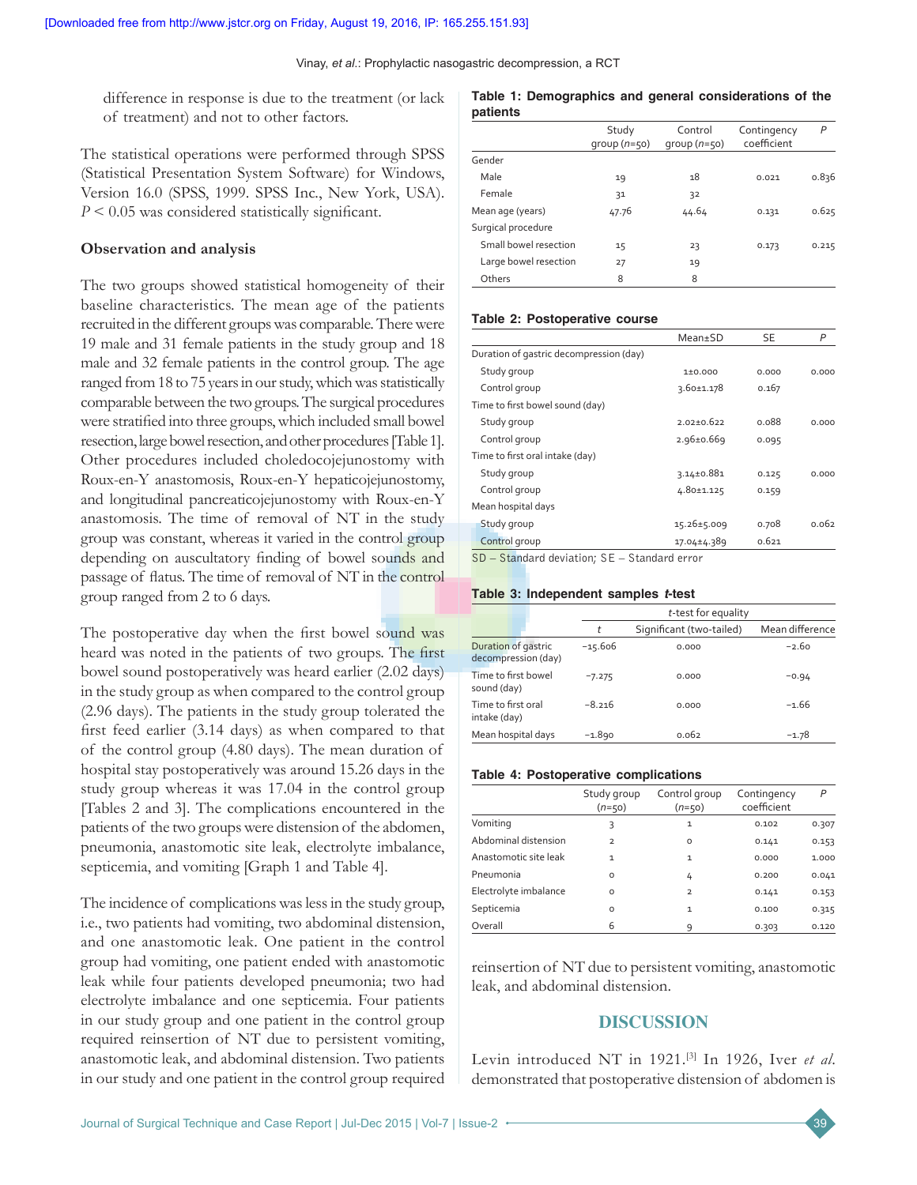difference in response is due to the treatment (or lack of treatment) and not to other factors.

The statistical operations were performed through SPSS (Statistical Presentation System Software) for Windows, Version 16.0 (SPSS, 1999. SPSS Inc., New York, USA). $P < 0.05$ was considered statistically significant.

### Observation and analysis

The two groups showed statistical homogeneity of their baseline characteristics. The mean age of the patients recruited in the different groups was comparable. There were 19 male and 31 female patients in the study group and 18 male and 32 female patients in the control group. The age ranged from 18 to 75 years in our study, which was statistically comparable between the two groups. The surgical procedures were stratified into three groups, which included small bowel resection, large bowel resection, and other procedures [Table 1]. Other procedures included choledocojejunostomy with Roux-en-Y anastomosis, Roux-en-Y hepaticojejunostomy, and longitudinal pancreaticojejunostomy with Roux-en-Y anastomosis. The time of removal of NT in the study group was constant, whereas it varied in the control group depending on auscultatory finding of bowel sounds and passage of flatus. The time of removal of NT in the control group ranged from 2 to 6 days.

The postoperative day when the first bowel sound was heard was noted in the patients of two groups. The first bowel sound postoperatively was heard earlier (2.02 days) in the study group as when compared to the control group (2.96 days). The patients in the study group tolerated the first feed earlier (3.14 days) as when compared to that of the control group (4.80 days). The mean duration of hospital stay postoperatively was around 15.26 days in the study group whereas it was 17.04 in the control group [Tables 2 and 3]. The complications encountered in the patients of the two groups were distension of the abdomen, pneumonia, anastomotic site leak, electrolyte imbalance, septicemia, and vomiting [Graph 1 and Table 4].

The incidence of complications was less in the study group, i.e., two patients had vomiting, two abdominal distension, and one anastomotic leak. One patient in the control group had vomiting, one patient ended with anastomotic leak while four patients developed pneumonia; two had electrolyte imbalance and one septicemia. Four patients in our study group and one patient in the control group required reinsertion of NT due to persistent vomiting, anastomotic leak, and abdominal distension. Two patients in our study and one patient in the control group required reinsertion of NT due to persistent vomiting, anastomotic leak, and abdominal distension.

**Table 1: Demographics and general considerations of the patients**

| | Study group ($n$=50) | Control group ($n$=50) | Contingency coefficient | $P$ |
|---|---|---|---|---|
| Gender | | | | |
| Male | 19 | 18 | 0.021 | 0.836 |
| Female | 31 | 32 | | |
| Mean age (years) | 47.76 | 44.64 | 0.131 | 0.625 |
| Surgical procedure | | | | |
| Small bowel resection | 15 | 23 | 0.173 | 0.215 |
| Large bowel resection | 27 | 19 | | |
| Others | 8 | 8 | | |

**Table 2: Postoperative course**

| | Mean±SD | SE | $P$ |
|---|---|---|---|
| Duration of gastric decompression (day) | | | |
| Study group | 1±0.000 | 0.000 | 0.000 |
| Control group | 3.60±1.178 | 0.167 | |
| Time to first bowel sound (day) | | | |
| Study group | 2.02±0.622 | 0.088 | 0.000 |
| Control group | 2.96±0.669 | 0.095 | |
| Time to first oral intake (day) | | | |
| Study group | 3.14±0.881 | 0.125 | 0.000 |
| Control group | 4.80±1.125 | 0.159 | |
| Mean hospital days | | | |
| Study group | 15.26±5.009 | 0.708 | 0.062 |
| Control group | 17.04±4.389 | 0.621 | |

SD – Standard deviation; SE – Standard error

**Table 3: Independent samples *t*-test**

| | *t*-test for equality | | |
|---|---|---|---|
| | $t$ | Significant (two-tailed) | Mean difference |
| Duration of gastric decompression (day) | −15.606 | 0.000 | −2.60 |
| Time to first bowel sound (day) | −7.275 | 0.000 | −0.94 |
| Time to first oral intake (day) | −8.216 | 0.000 | −1.66 |
| Mean hospital days | −1.890 | 0.062 | −1.78 |

**Table 4: Postoperative complications**

| | Study group ($n$=50) | Control group ($n$=50) | Contingency coefficient | $P$ |
|---|---|---|---|---|
| Vomiting | 3 | 1 | 0.102 | 0.307 |
| Abdominal distension | 2 | 0 | 0.141 | 0.153 |
| Anastomotic site leak | 1 | 1 | 0.000 | 1.000 |
| Pneumonia | 0 | 4 | 0.200 | 0.041 |
| Electrolyte imbalance | 0 | 2 | 0.141 | 0.153 |
| Septicemia | 0 | 1 | 0.100 | 0.315 |
| Overall | 6 | 9 | 0.303 | 0.120 |

## DISCUSSION

Levin introduced NT in 1921.[3] In 1926, Iver *et al.* demonstrated that postoperative distension of abdomen is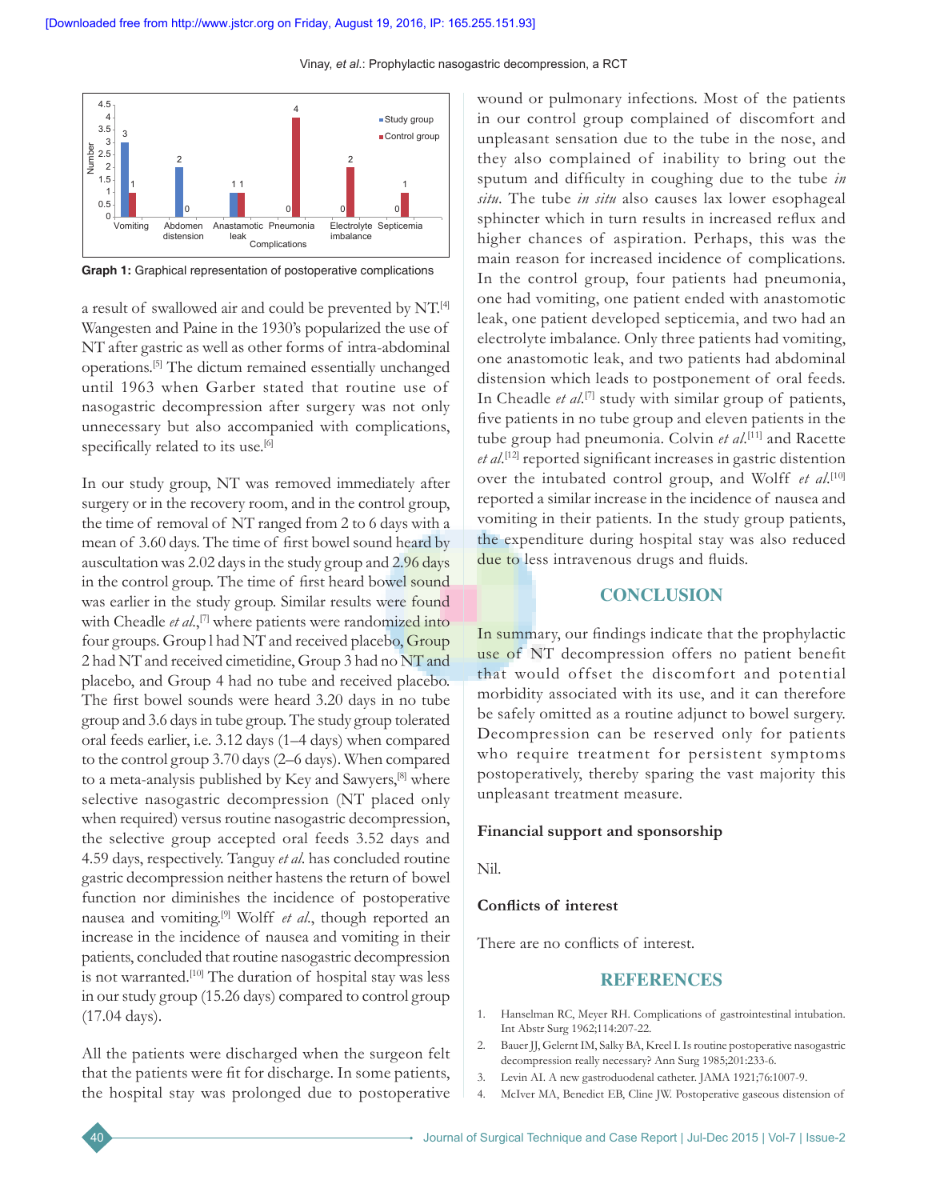**Graph 1:** Graphical representation of postoperative complications

a result of swallowed air and could be prevented by NT.[4] Wangesten and Paine in the 1930's popularized the use of NT after gastric as well as other forms of intra-abdominal operations.[5] The dictum remained essentially unchanged until 1963 when Garber stated that routine use of nasogastric decompression after surgery was not only unnecessary but also accompanied with complications, specifically related to its use.[6]

In our study group, NT was removed immediately after surgery or in the recovery room, and in the control group, the time of removal of NT ranged from 2 to 6 days with a mean of 3.60 days. The time of first bowel sound heard by auscultation was 2.02 days in the study group and 2.96 days in the control group. The time of first heard bowel sound was earlier in the study group. Similar results were found with Cheadle *et al*.,[7] where patients were randomized into four groups. Group l had NT and received placebo, Group 2 had NT and received cimetidine, Group 3 had no NT and placebo, and Group 4 had no tube and received placebo. The first bowel sounds were heard 3.20 days in no tube group and 3.6 days in tube group. The study group tolerated oral feeds earlier, i.e. 3.12 days (1–4 days) when compared to the control group 3.70 days (2–6 days). When compared to a meta-analysis published by Key and Sawyers,[8] where selective nasogastric decompression (NT placed only when required) versus routine nasogastric decompression, the selective group accepted oral feeds 3.52 days and 4.59 days, respectively. Tanguy *et al*. has concluded routine gastric decompression neither hastens the return of bowel function nor diminishes the incidence of postoperative nausea and vomiting.[9] Wolff *et al*., though reported an increase in the incidence of nausea and vomiting in their patients, concluded that routine nasogastric decompression is not warranted.[10] The duration of hospital stay was less in our study group (15.26 days) compared to control group (17.04 days).

All the patients were discharged when the surgeon felt that the patients were fit for discharge. In some patients, the hospital stay was prolonged due to postoperative wound or pulmonary infections. Most of the patients in our control group complained of discomfort and unpleasant sensation due to the tube in the nose, and they also complained of inability to bring out the sputum and difficulty in coughing due to the tube *in situ*. The tube *in situ* also causes lax lower esophageal sphincter which in turn results in increased reflux and higher chances of aspiration. Perhaps, this was the main reason for increased incidence of complications. In the control group, four patients had pneumonia, one had vomiting, one patient ended with anastomotic leak, one patient developed septicemia, and two had an electrolyte imbalance. Only three patients had vomiting, one anastomotic leak, and two patients had abdominal distension which leads to postponement of oral feeds. In Cheadle *et al*.[7] study with similar group of patients, five patients in no tube group and eleven patients in the tube group had pneumonia. Colvin *et al*.[11] and Racette *et al*.[12] reported significant increases in gastric distention over the intubated control group, and Wolff *et al*.[10] reported a similar increase in the incidence of nausea and vomiting in their patients. In the study group patients, the expenditure during hospital stay was also reduced due to less intravenous drugs and fluids.

## CONCLUSION

In summary, our findings indicate that the prophylactic use of NT decompression offers no patient benefit that would offset the discomfort and potential morbidity associated with its use, and it can therefore be safely omitted as a routine adjunct to bowel surgery. Decompression can be reserved only for patients who require treatment for persistent symptoms postoperatively, thereby sparing the vast majority this unpleasant treatment measure.

### Financial support and sponsorship

Nil.

### Conflicts of interest

There are no conflicts of interest.

## REFERENCES

1. Hanselman RC, Meyer RH. Complications of gastrointestinal intubation. Int Abstr Surg 1962;114:207-22.
2. Bauer JJ, Gelernt IM, Salky BA, Kreel I. Is routine postoperative nasogastric decompression really necessary? Ann Surg 1985;201:233-6.
3. Levin AI. A new gastroduodenal catheter. JAMA 1921;76:1007-9.
4. McIver MA, Benedict EB, Cline JW. Postoperative gaseous distension of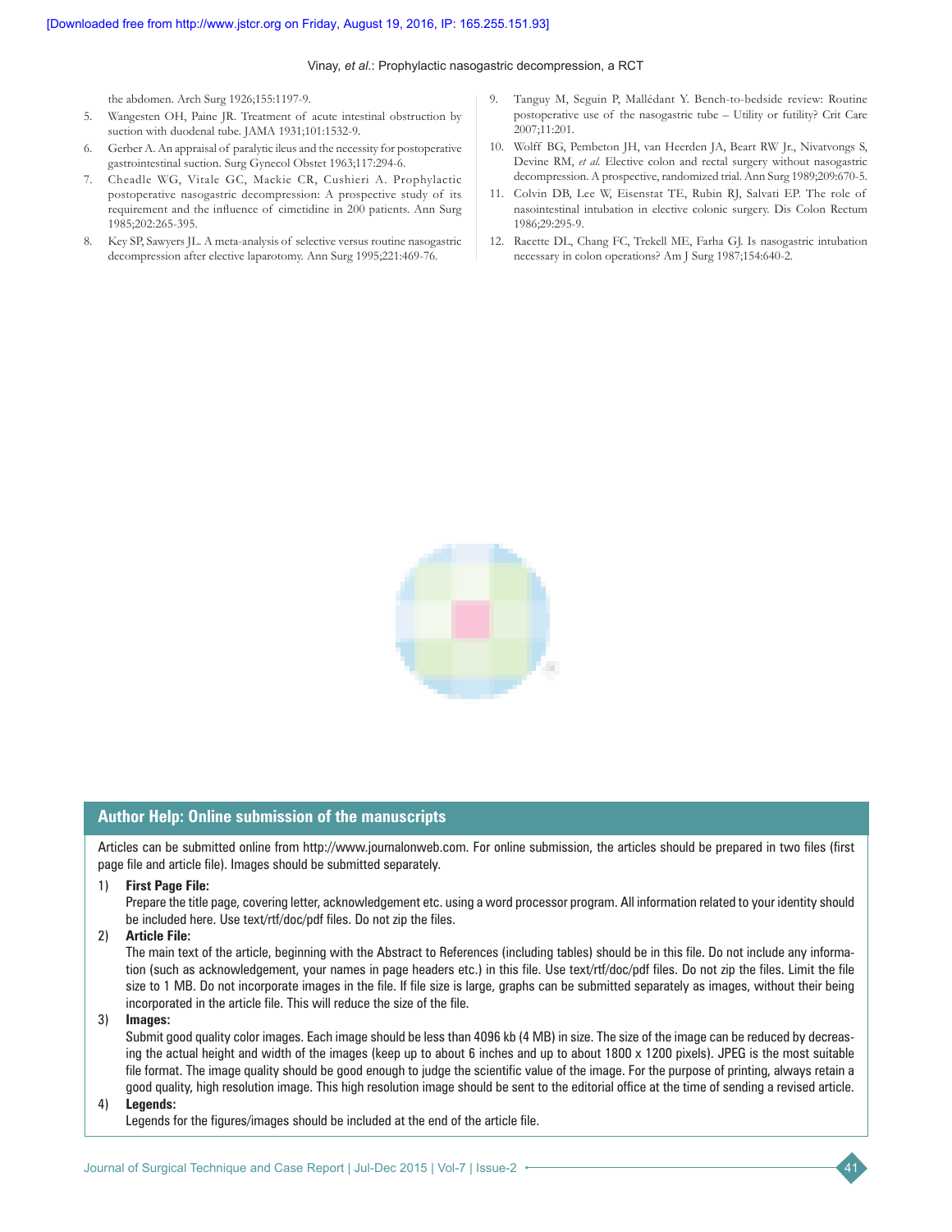the abdomen. Arch Surg 1926;155:1197-9.

5. Wangesten OH, Paine JR. Treatment of acute intestinal obstruction by suction with duodenal tube. JAMA 1931;101:1532-9.
6. Gerber A. An appraisal of paralytic ileus and the necessity for postoperative gastrointestinal suction. Surg Gynecol Obstet 1963;117:294-6.
7. Cheadle WG, Vitale GC, Mackie CR, Cushieri A. Prophylactic postoperative nasogastric decompression: A prospective study of its requirement and the influence of cimetidine in 200 patients. Ann Surg 1985;202:265-395.
8. Key SP, Sawyers JL. A meta-analysis of selective versus routine nasogastric decompression after elective laparotomy. Ann Surg 1995;221:469-76.
9. Tanguy M, Seguin P, Mallédant Y. Bench-to-bedside review: Routine postoperative use of the nasogastric tube – Utility or futility? Crit Care 2007;11:201.
10. Wolff BG, Pembeton JH, van Heerden JA, Beart RW Jr., Nivatvongs S, Devine RM, *et al.* Elective colon and rectal surgery without nasogastric decompression. A prospective, randomized trial. Ann Surg 1989;209:670-5.
11. Colvin DB, Lee W, Eisenstat TE, Rubin RJ, Salvati EP. The role of nasointestinal intubation in elective colonic surgery. Dis Colon Rectum 1986;29:295-9.
12. Racette DL, Chang FC, Trekell ME, Farha GJ. Is nasogastric intubation necessary in colon operations? Am J Surg 1987;154:640-2.

## Author Help: Online submission of the manuscripts

Articles can be submitted online from http://www.journalonweb.com. For online submission, the articles should be prepared in two files (first page file and article file). Images should be submitted separately.

1) **First Page File:**
Prepare the title page, covering letter, acknowledgement etc. using a word processor program. All information related to your identity should be included here. Use text/rtf/doc/pdf files. Do not zip the files.

2) **Article File:**
The main text of the article, beginning with the Abstract to References (including tables) should be in this file. Do not include any information (such as acknowledgement, your names in page headers etc.) in this file. Use text/rtf/doc/pdf files. Do not zip the files. Limit the file size to 1 MB. Do not incorporate images in the file. If file size is large, graphs can be submitted separately as images, without their being incorporated in the article file. This will reduce the size of the file.

3) **Images:**
Submit good quality color images. Each image should be less than 4096 kb (4 MB) in size. The size of the image can be reduced by decreasing the actual height and width of the images (keep up to about 6 inches and up to about 1800 x 1200 pixels). JPEG is the most suitable file format. The image quality should be good enough to judge the scientific value of the image. For the purpose of printing, always retain a good quality, high resolution image. This high resolution image should be sent to the editorial office at the time of sending a revised article.

4) **Legends:**
Legends for the figures/images should be included at the end of the article file.